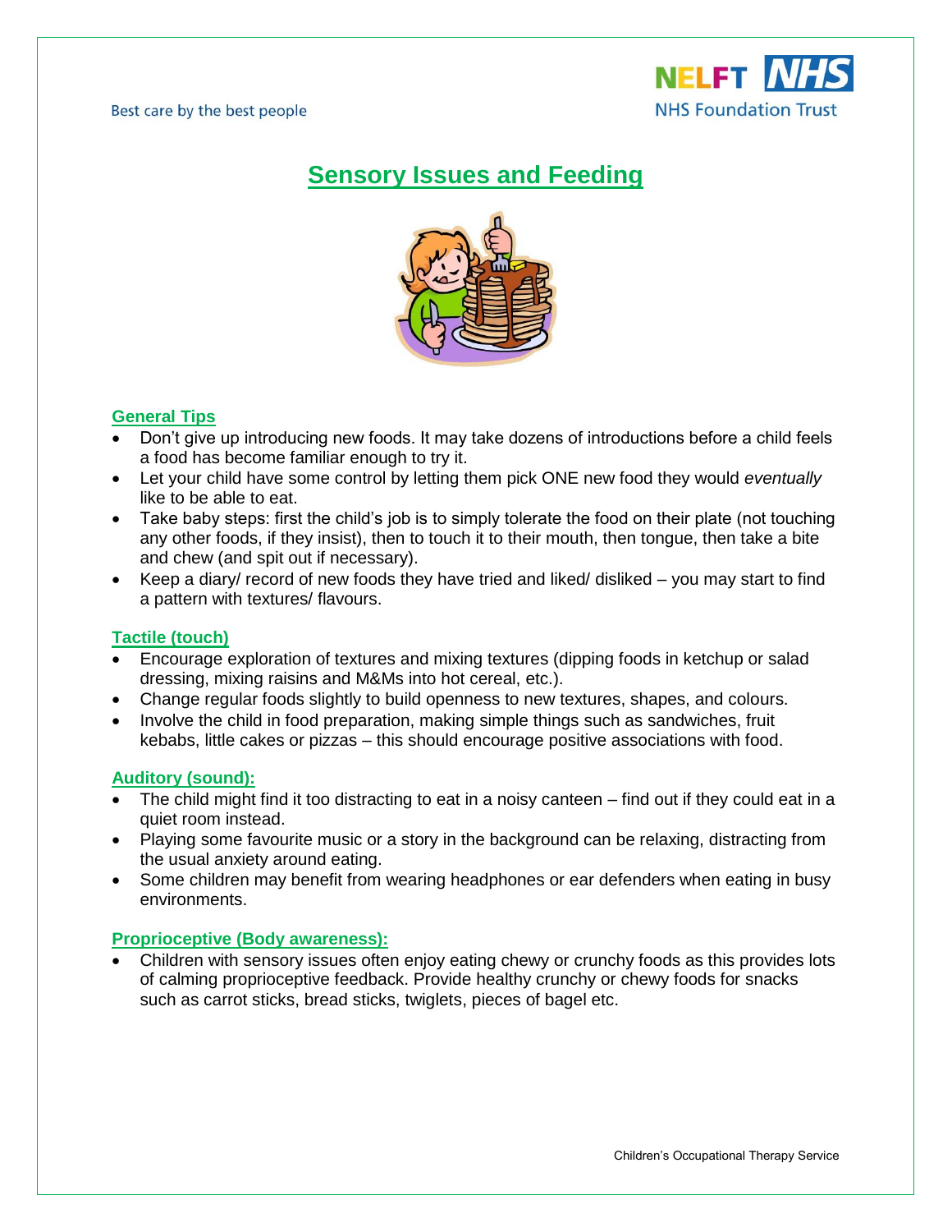# Sensory Issues and Feeding

## General Tips

- Don't give up introducing new foods. It may take dozens of introductions before a child feels a food has become familiar enough to try it.
- Let your child have some control by letting them pick ONE new food they would *eventually* like to be able to eat.
- Take baby steps: first the child's job is to simply tolerate the food on their plate (not touching any other foods, if they insist), then to touch it to their mouth, then tongue, then take a bite and chew (and spit out if necessary).
- Keep a diary/ record of new foods they have tried and liked/ disliked – you may start to find a pattern with textures/ flavours.

## Tactile (touch)

- Encourage exploration of textures and mixing textures (dipping foods in ketchup or salad dressing, mixing raisins and M&Ms into hot cereal, etc.).
- Change regular foods slightly to build openness to new textures, shapes, and colours.
- Involve the child in food preparation, making simple things such as sandwiches, fruit kebabs, little cakes or pizzas – this should encourage positive associations with food.

## Auditory (sound):

- The child might find it too distracting to eat in a noisy canteen – find out if they could eat in a quiet room instead.
- Playing some favourite music or a story in the background can be relaxing, distracting from the usual anxiety around eating.
- Some children may benefit from wearing headphones or ear defenders when eating in busy environments.

## Proprioceptive (Body awareness):

- Children with sensory issues often enjoy eating chewy or crunchy foods as this provides lots of calming proprioceptive feedback. Provide healthy crunchy or chewy foods for snacks such as carrot sticks, bread sticks, twiglets, pieces of bagel etc.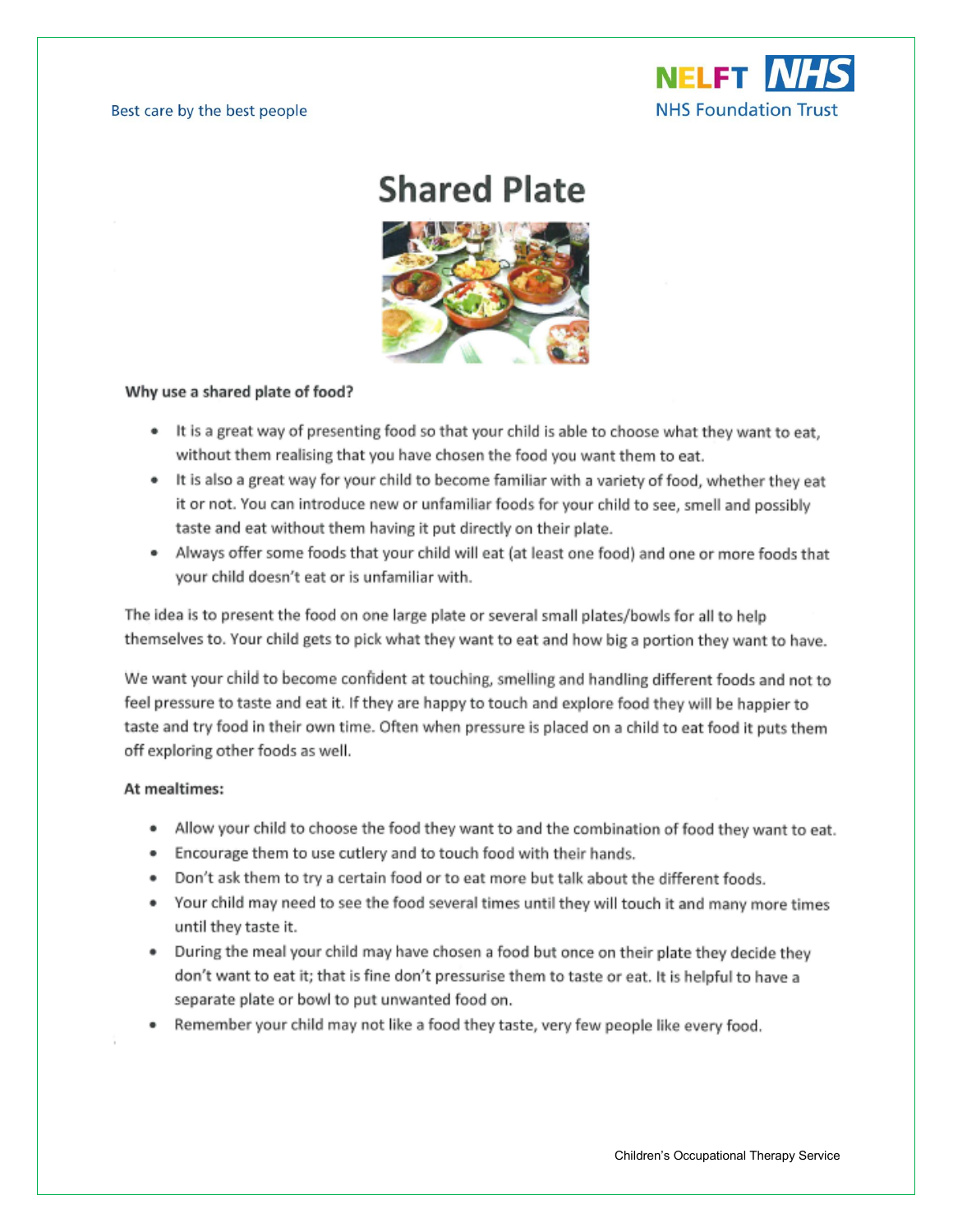# Shared Plate

**Why use a shared plate of food?**

- It is a great way of presenting food so that your child is able to choose what they want to eat, without them realising that you have chosen the food you want them to eat.
- It is also a great way for your child to become familiar with a variety of food, whether they eat it or not. You can introduce new or unfamiliar foods for your child to see, smell and possibly taste and eat without them having it put directly on their plate.
- Always offer some foods that your child will eat (at least one food) and one or more foods that your child doesn't eat or is unfamiliar with.

The idea is to present the food on one large plate or several small plates/bowls for all to help themselves to. Your child gets to pick what they want to eat and how big a portion they want to have.

We want your child to become confident at touching, smelling and handling different foods and not to feel pressure to taste and eat it. If they are happy to touch and explore food they will be happier to taste and try food in their own time. Often when pressure is placed on a child to eat food it puts them off exploring other foods as well.

**At mealtimes:**

- Allow your child to choose the food they want to and the combination of food they want to eat.
- Encourage them to use cutlery and to touch food with their hands.
- Don't ask them to try a certain food or to eat more but talk about the different foods.
- Your child may need to see the food several times until they will touch it and many more times until they taste it.
- During the meal your child may have chosen a food but once on their plate they decide they don't want to eat it; that is fine don't pressurise them to taste or eat. It is helpful to have a separate plate or bowl to put unwanted food on.
- Remember your child may not like a food they taste, very few people like every food.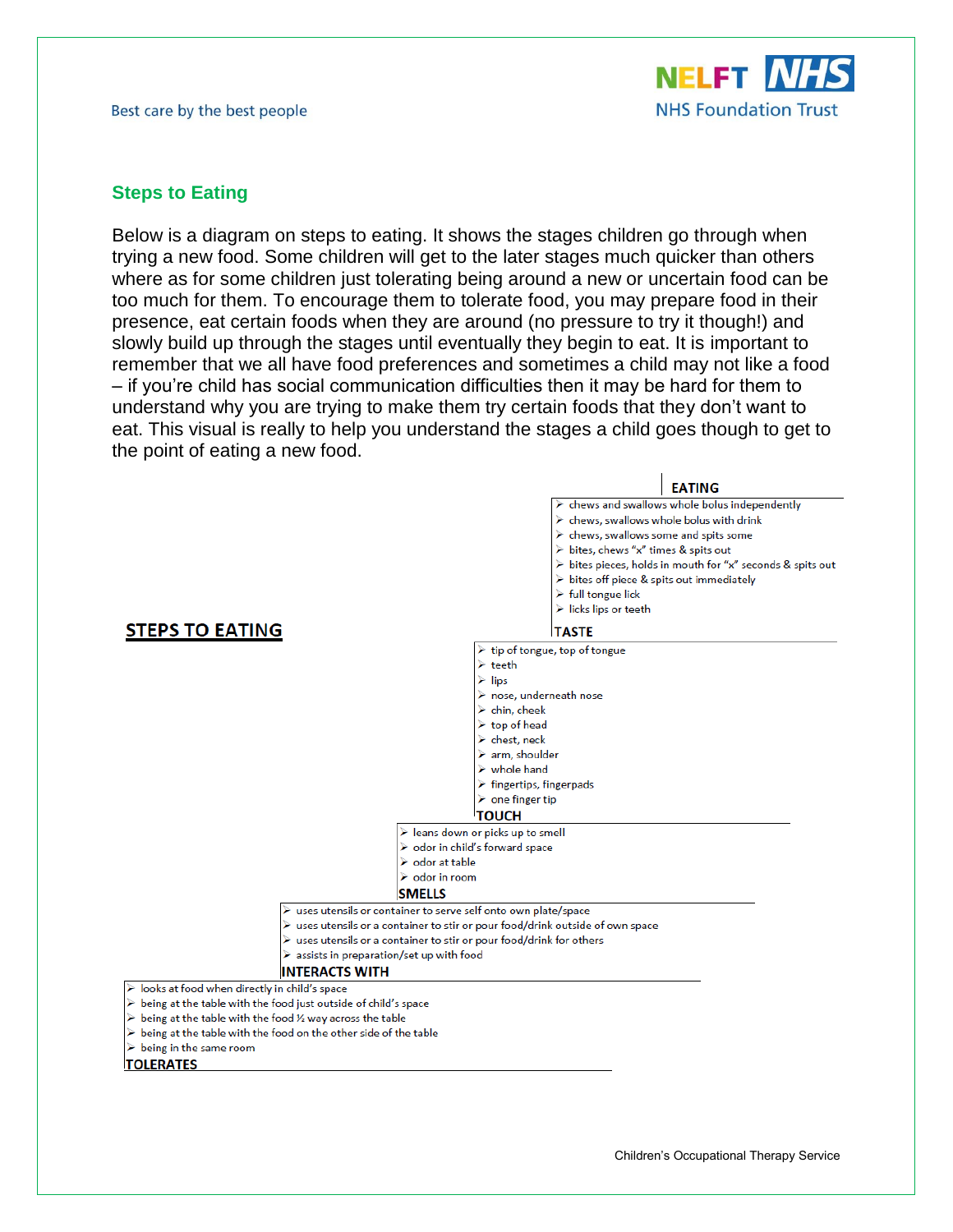## Steps to Eating

Below is a diagram on steps to eating. It shows the stages children go through when trying a new food. Some children will get to the later stages much quicker than others where as for some children just tolerating being around a new or uncertain food can be too much for them. To encourage them to tolerate food, you may prepare food in their presence, eat certain foods when they are around (no pressure to try it though!) and slowly build up through the stages until eventually they begin to eat. It is important to remember that we all have food preferences and sometimes a child may not like a food – if you're child has social communication difficulties then it may be hard for them to understand why you are trying to make them try certain foods that they don't want to eat. This visual is really to help you understand the stages a child goes though to get to the point of eating a new food.

### STEPS TO EATING

**EATING**

- chews and swallows whole bolus independently
- chews, swallows whole bolus with drink
- chews, swallows some and spits some
- bites, chews "x" times & spits out
- bites pieces, holds in mouth for "x" seconds & spits out
- bites off piece & spits out immediately
- full tongue lick
- licks lips or teeth

**TASTE**

- tip of tongue, top of tongue
- teeth
- lips
- nose, underneath nose
- chin, cheek
- top of head
- chest, neck
- arm, shoulder
- whole hand
- fingertips, fingerpads
- one finger tip

**TOUCH**

- leans down or picks up to smell
- odor in child's forward space
- odor at table
- odor in room

**SMELLS**

- uses utensils or container to serve self onto own plate/space
- uses utensils or a container to stir or pour food/drink outside of own space
- uses utensils or a container to stir or pour food/drink for others
- assists in preparation/set up with food

**INTERACTS WITH**

- looks at food when directly in child's space
- being at the table with the food just outside of child's space
- being at the table with the food ½ way across the table
- being at the table with the food on the other side of the table
- being in the same room

**TOLERATES**